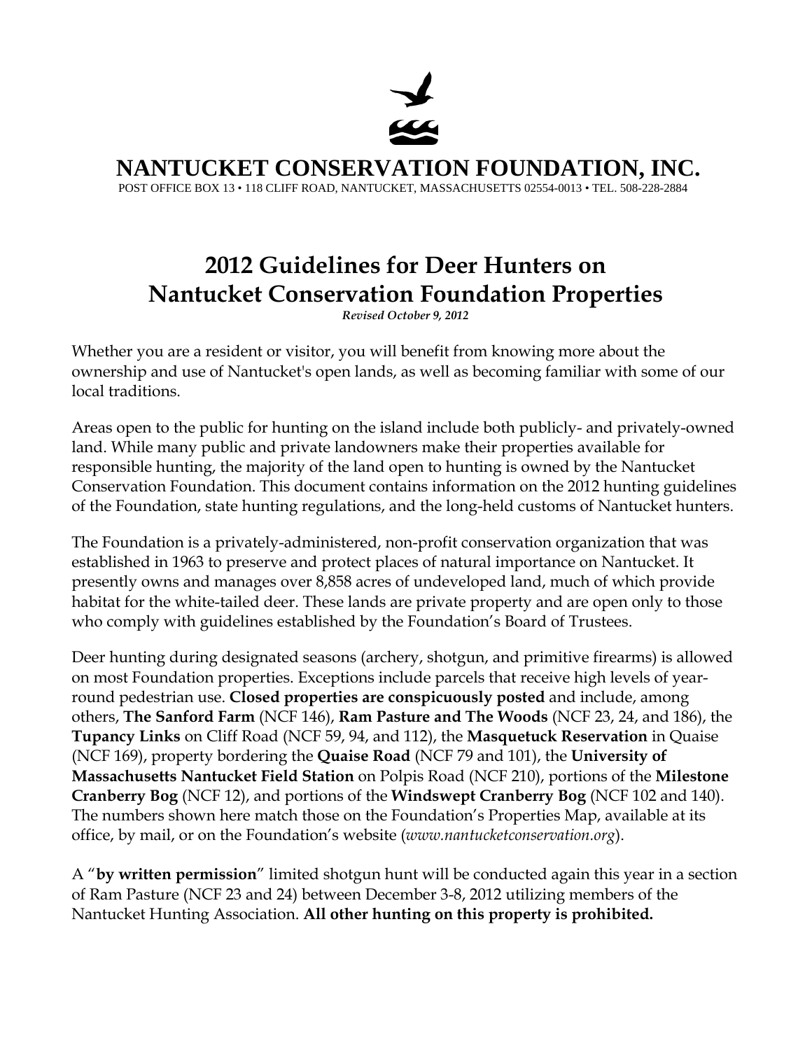# NANTUCKET CONSERVATION FOUNDATION, INC.

POST OFFICE BOX 13 • 118 CLIFF ROAD, NANTUCKET, MASSACHUSETTS 02554-0013 • TEL. 508-228-2884

## 2012 Guidelines for Deer Hunters on Nantucket Conservation Foundation Properties

***Revised October 9, 2012***

Whether you are a resident or visitor, you will benefit from knowing more about the ownership and use of Nantucket's open lands, as well as becoming familiar with some of our local traditions.

Areas open to the public for hunting on the island include both publicly- and privately-owned land. While many public and private landowners make their properties available for responsible hunting, the majority of the land open to hunting is owned by the Nantucket Conservation Foundation. This document contains information on the 2012 hunting guidelines of the Foundation, state hunting regulations, and the long-held customs of Nantucket hunters.

The Foundation is a privately-administered, non-profit conservation organization that was established in 1963 to preserve and protect places of natural importance on Nantucket. It presently owns and manages over 8,858 acres of undeveloped land, much of which provide habitat for the white-tailed deer. These lands are private property and are open only to those who comply with guidelines established by the Foundation's Board of Trustees.

Deer hunting during designated seasons (archery, shotgun, and primitive firearms) is allowed on most Foundation properties. Exceptions include parcels that receive high levels of year-round pedestrian use. **Closed properties are conspicuously posted** and include, among others, **The Sanford Farm** (NCF 146), **Ram Pasture and The Woods** (NCF 23, 24, and 186), the **Tupancy Links** on Cliff Road (NCF 59, 94, and 112), the **Masquetuck Reservation** in Quaise (NCF 169), property bordering the **Quaise Road** (NCF 79 and 101), the **University of Massachusetts Nantucket Field Station** on Polpis Road (NCF 210), portions of the **Milestone Cranberry Bog** (NCF 12), and portions of the **Windswept Cranberry Bog** (NCF 102 and 140). The numbers shown here match those on the Foundation's Properties Map, available at its office, by mail, or on the Foundation's website (*www.nantucketconservation.org*).

A "**by written permission**" limited shotgun hunt will be conducted again this year in a section of Ram Pasture (NCF 23 and 24) between December 3-8, 2012 utilizing members of the Nantucket Hunting Association. **All other hunting on this property is prohibited.**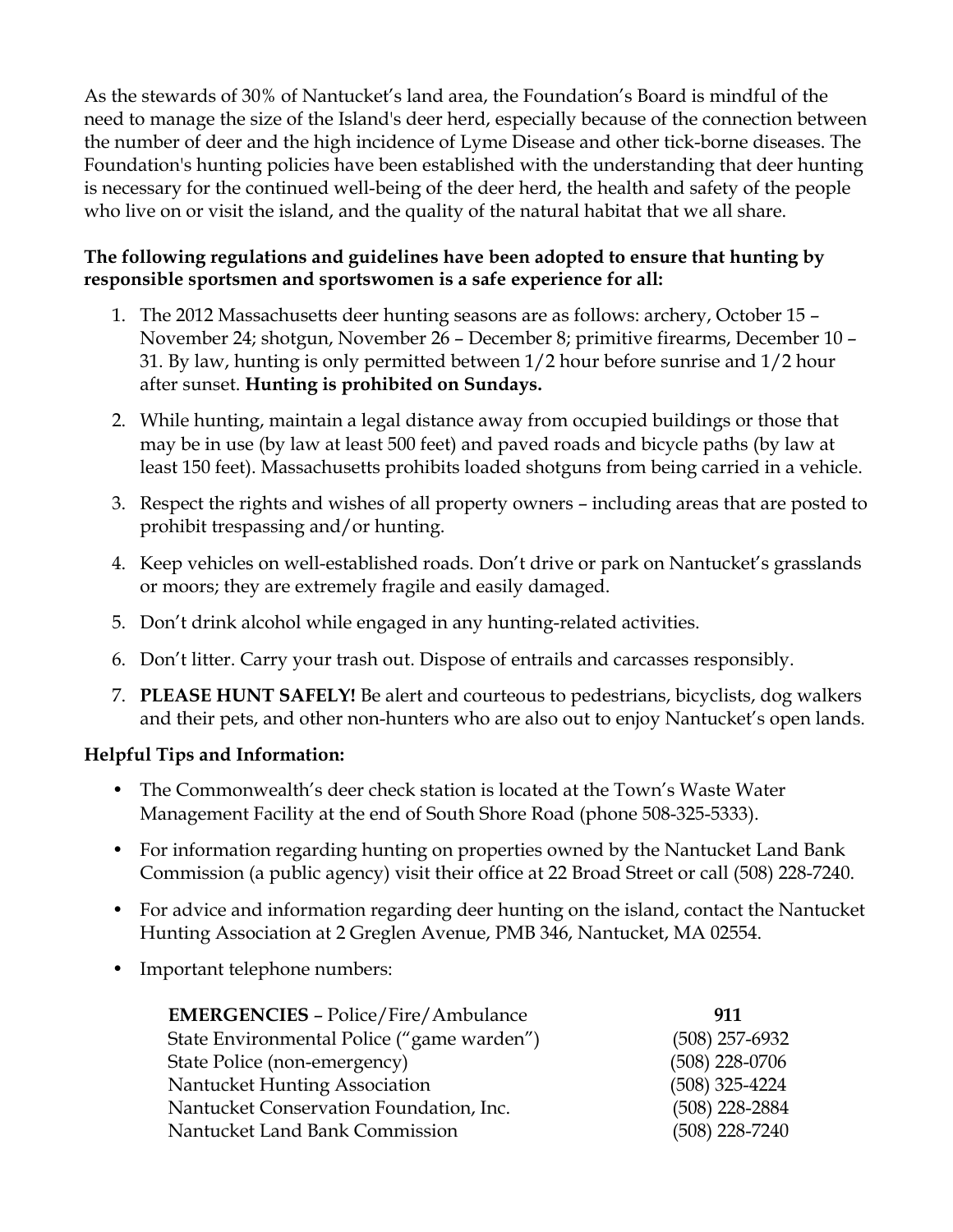As the stewards of 30% of Nantucket's land area, the Foundation's Board is mindful of the need to manage the size of the Island's deer herd, especially because of the connection between the number of deer and the high incidence of Lyme Disease and other tick-borne diseases. The Foundation's hunting policies have been established with the understanding that deer hunting is necessary for the continued well-being of the deer herd, the health and safety of the people who live on or visit the island, and the quality of the natural habitat that we all share.

**The following regulations and guidelines have been adopted to ensure that hunting by responsible sportsmen and sportswomen is a safe experience for all:**

1. The 2012 Massachusetts deer hunting seasons are as follows: archery, October 15 – November 24; shotgun, November 26 – December 8; primitive firearms, December 10 – 31. By law, hunting is only permitted between 1/2 hour before sunrise and 1/2 hour after sunset. **Hunting is prohibited on Sundays.**
2. While hunting, maintain a legal distance away from occupied buildings or those that may be in use (by law at least 500 feet) and paved roads and bicycle paths (by law at least 150 feet). Massachusetts prohibits loaded shotguns from being carried in a vehicle.
3. Respect the rights and wishes of all property owners – including areas that are posted to prohibit trespassing and/or hunting.
4. Keep vehicles on well-established roads. Don't drive or park on Nantucket's grasslands or moors; they are extremely fragile and easily damaged.
5. Don't drink alcohol while engaged in any hunting-related activities.
6. Don't litter. Carry your trash out. Dispose of entrails and carcasses responsibly.
7. **PLEASE HUNT SAFELY!** Be alert and courteous to pedestrians, bicyclists, dog walkers and their pets, and other non-hunters who are also out to enjoy Nantucket's open lands.

**Helpful Tips and Information:**

- The Commonwealth's deer check station is located at the Town's Waste Water Management Facility at the end of South Shore Road (phone 508-325-5333).
- For information regarding hunting on properties owned by the Nantucket Land Bank Commission (a public agency) visit their office at 22 Broad Street or call (508) 228-7240.
- For advice and information regarding deer hunting on the island, contact the Nantucket Hunting Association at 2 Greglen Avenue, PMB 346, Nantucket, MA 02554.
- Important telephone numbers:

| | |
|---|---|
| **EMERGENCIES** – Police/Fire/Ambulance | **911** |
| State Environmental Police ("game warden") | (508) 257-6932 |
| State Police (non-emergency) | (508) 228-0706 |
| Nantucket Hunting Association | (508) 325-4224 |
| Nantucket Conservation Foundation, Inc. | (508) 228-2884 |
| Nantucket Land Bank Commission | (508) 228-7240 |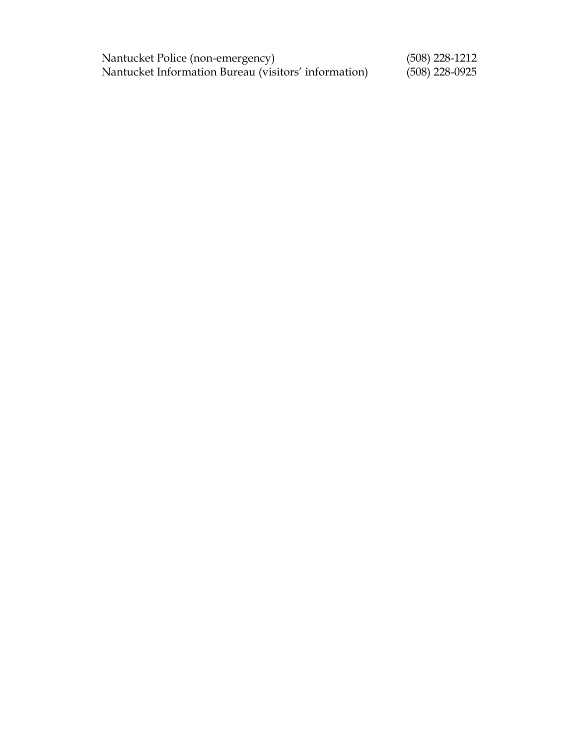| | |
|---|---|
| Nantucket Police (non-emergency) | (508) 228-1212 |
| Nantucket Information Bureau (visitors' information) | (508) 228-0925 |